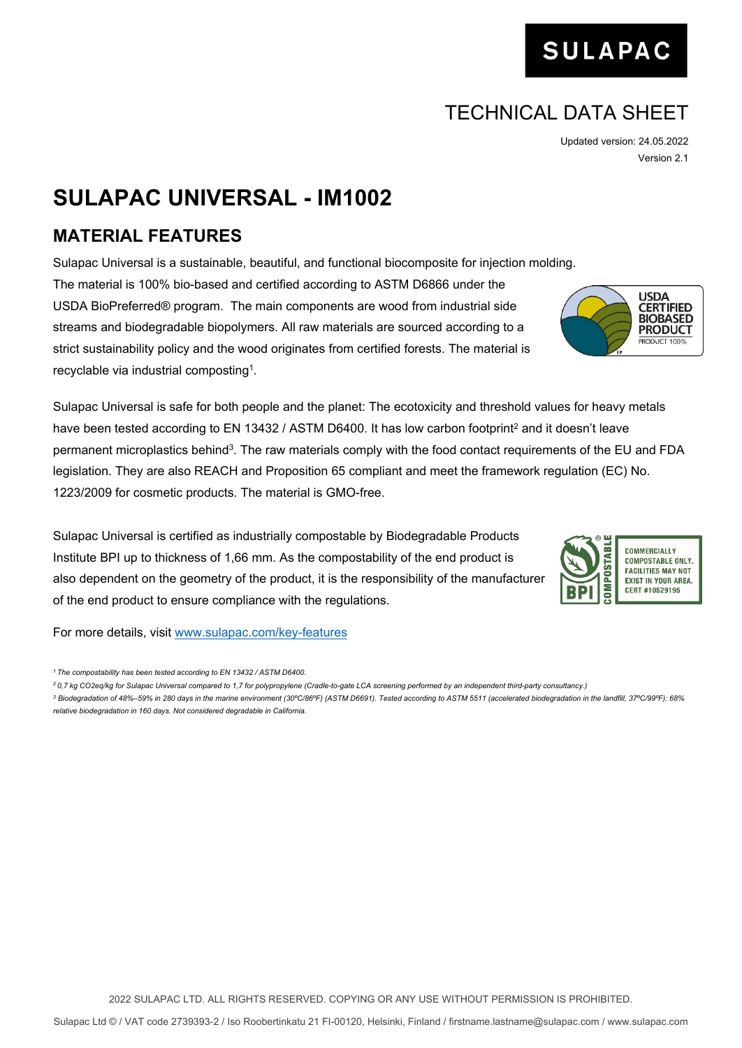SULAPAC

TECHNICAL DATA SHEET

Updated version: 24.05.2022

Version 2.1

# SULAPAC UNIVERSAL - IM1002

## MATERIAL FEATURES

Sulapac Universal is a sustainable, beautiful, and functional biocomposite for injection molding. The material is 100% bio-based and certified according to ASTM D6866 under the USDA BioPreferred® program. The main components are wood from industrial side streams and biodegradable biopolymers. All raw materials are sourced according to a strict sustainability policy and the wood originates from certified forests. The material is recyclable via industrial composting[1].

Sulapac Universal is safe for both people and the planet: The ecotoxicity and threshold values for heavy metals have been tested according to EN 13432 / ASTM D6400. It has low carbon footprint[2] and it doesn't leave permanent microplastics behind[3]. The raw materials comply with the food contact requirements of the EU and FDA legislation. They are also REACH and Proposition 65 compliant and meet the framework regulation (EC) No. 1223/2009 for cosmetic products. The material is GMO-free.

Sulapac Universal is certified as industrially compostable by Biodegradable Products Institute BPI up to thickness of 1,66 mm. As the compostability of the end product is also dependent on the geometry of the product, it is the responsibility of the manufacturer of the end product to ensure compliance with the regulations.

For more details, visit [www.sulapac.com/key-features](www.sulapac.com/key-features)

*[1] The compostability has been tested according to EN 13432 / ASTM D6400.*

*[2] 0,7 kg CO2eq/kg for Sulapac Universal compared to 1,7 for polypropylene (Cradle-to-gate LCA screening performed by an independent third-party consultancy.)*

*[3] Biodegradation of 48%–59% in 280 days in the marine environment (30ºC/86ºF) (ASTM D6691). Tested according to ASTM 5511 (accelerated biodegradation in the landfill, 37ºC/99ºF): 68% relative biodegradation in 160 days. Not considered degradable in California.*

2022 SULAPAC LTD. ALL RIGHTS RESERVED. COPYING OR ANY USE WITHOUT PERMISSION IS PROHIBITED.

Sulapac Ltd © / VAT code 2739393-2 / Iso Roobertinkatu 21 FI-00120, Helsinki, Finland / firstname.lastname@sulapac.com / www.sulapac.com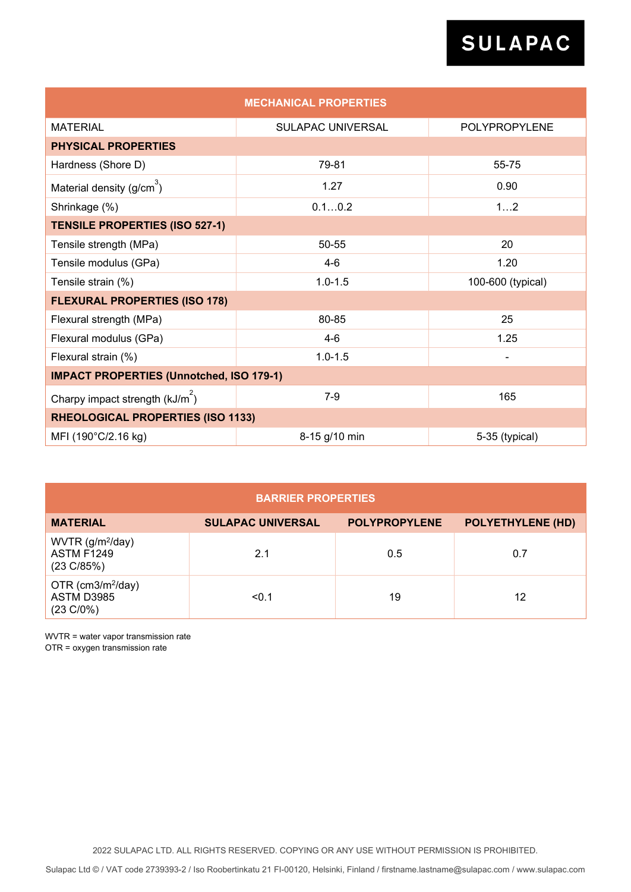SULAPAC

| MECHANICAL PROPERTIES | | |
|---|---|---|
| MATERIAL | SULAPAC UNIVERSAL | POLYPROPYLENE |
| **PHYSICAL PROPERTIES** | | |
| Hardness (Shore D) | 79-81 | 55-75 |
| Material density (g/cm$^3$) | 1.27 | 0.90 |
| Shrinkage (%) | 0.1…0.2 | 1…2 |
| **TENSILE PROPERTIES (ISO 527-1)** | | |
| Tensile strength (MPa) | 50-55 | 20 |
| Tensile modulus (GPa) | 4-6 | 1.20 |
| Tensile strain (%) | 1.0-1.5 | 100-600 (typical) |
| **FLEXURAL PROPERTIES (ISO 178)** | | |
| Flexural strength (MPa) | 80-85 | 25 |
| Flexural modulus (GPa) | 4-6 | 1.25 |
| Flexural strain (%) | 1.0-1.5 | - |
| **IMPACT PROPERTIES (Unnotched, ISO 179-1)** | | |
| Charpy impact strength (kJ/m$^2$) | 7-9 | 165 |
| **RHEOLOGICAL PROPERTIES (ISO 1133)** | | |
| MFI (190°C/2.16 kg) | 8-15 g/10 min | 5-35 (typical) |

| BARRIER PROPERTIES | | | |
|---|---|---|---|
| **MATERIAL** | **SULAPAC UNIVERSAL** | **POLYPROPYLENE** | **POLYETHYLENE (HD)** |
| WVTR (g/m$^2$/day) ASTM F1249 (23 C/85%) | 2.1 | 0.5 | 0.7 |
| OTR (cm3/m$^2$/day) ASTM D3985 (23 C/0%) | <0.1 | 19 | 12 |

WVTR = water vapor transmission rate
OTR = oxygen transmission rate

2022 SULAPAC LTD. ALL RIGHTS RESERVED. COPYING OR ANY USE WITHOUT PERMISSION IS PROHIBITED.

Sulapac Ltd © / VAT code 2739393-2 / Iso Roobertinkatu 21 FI-00120, Helsinki, Finland / firstname.lastname@sulapac.com / www.sulapac.com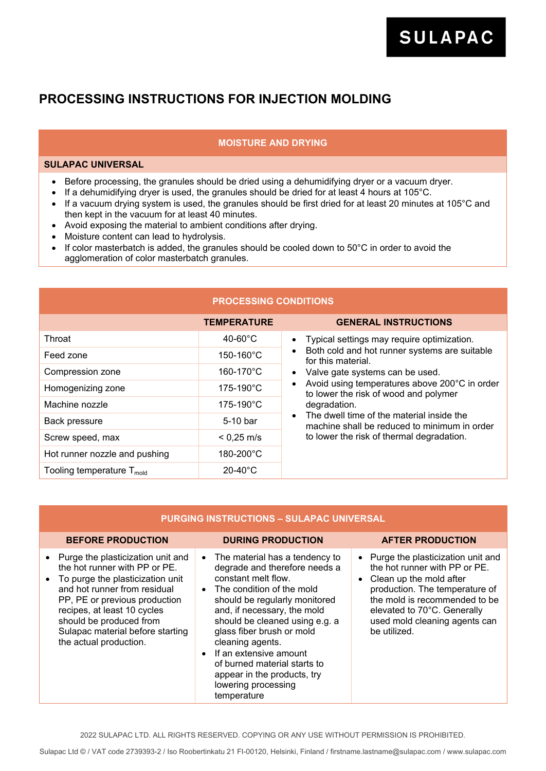# PROCESSING INSTRUCTIONS FOR INJECTION MOLDING

## MOISTURE AND DRYING

### SULAPAC UNIVERSAL

- Before processing, the granules should be dried using a dehumidifying dryer or a vacuum dryer.
- If a dehumidifying dryer is used, the granules should be dried for at least 4 hours at 105°C.
- If a vacuum drying system is used, the granules should be first dried for at least 20 minutes at 105°C and then kept in the vacuum for at least 40 minutes.
- Avoid exposing the material to ambient conditions after drying.
- Moisture content can lead to hydrolysis.
- If color masterbatch is added, the granules should be cooled down to 50°C in order to avoid the agglomeration of color masterbatch granules.

## PROCESSING CONDITIONS

| | TEMPERATURE |
|---|---|
| Throat | 40-60°C |
| Feed zone | 150-160°C |
| Compression zone | 160-170°C |
| Homogenizing zone | 175-190°C |
| Machine nozzle | 175-190°C |
| Back pressure | 5-10 bar |
| Screw speed, max | < 0,25 m/s |
| Hot runner nozzle and pushing | 180-200°C |
| Tooling temperature $T_{mold}$ | 20-40°C |

**GENERAL INSTRUCTIONS**

- Typical settings may require optimization.
- Both cold and hot runner systems are suitable for this material.
- Valve gate systems can be used.
- Avoid using temperatures above 200°C in order to lower the risk of wood and polymer degradation.
- The dwell time of the material inside the machine shall be reduced to minimum in order to lower the risk of thermal degradation.

## PURGING INSTRUCTIONS – SULAPAC UNIVERSAL

### BEFORE PRODUCTION

- Purge the plasticization unit and the hot runner with PP or PE.
- To purge the plasticization unit and hot runner from residual PP, PE or previous production recipes, at least 10 cycles should be produced from Sulapac material before starting the actual production.

### DURING PRODUCTION

- The material has a tendency to degrade and therefore needs a constant melt flow.
- The condition of the mold should be regularly monitored and, if necessary, the mold should be cleaned using e.g. a glass fiber brush or mold cleaning agents.
- If an extensive amount of burned material starts to appear in the products, try lowering processing temperature

### AFTER PRODUCTION

- Purge the plasticization unit and the hot runner with PP or PE.
- Clean up the mold after production. The temperature of the mold is recommended to be elevated to 70°C. Generally used mold cleaning agents can be utilized.

2022 SULAPAC LTD. ALL RIGHTS RESERVED. COPYING OR ANY USE WITHOUT PERMISSION IS PROHIBITED.

Sulapac Ltd © / VAT code 2739393-2 / Iso Roobertinkatu 21 FI-00120, Helsinki, Finland / firstname.lastname@sulapac.com / www.sulapac.com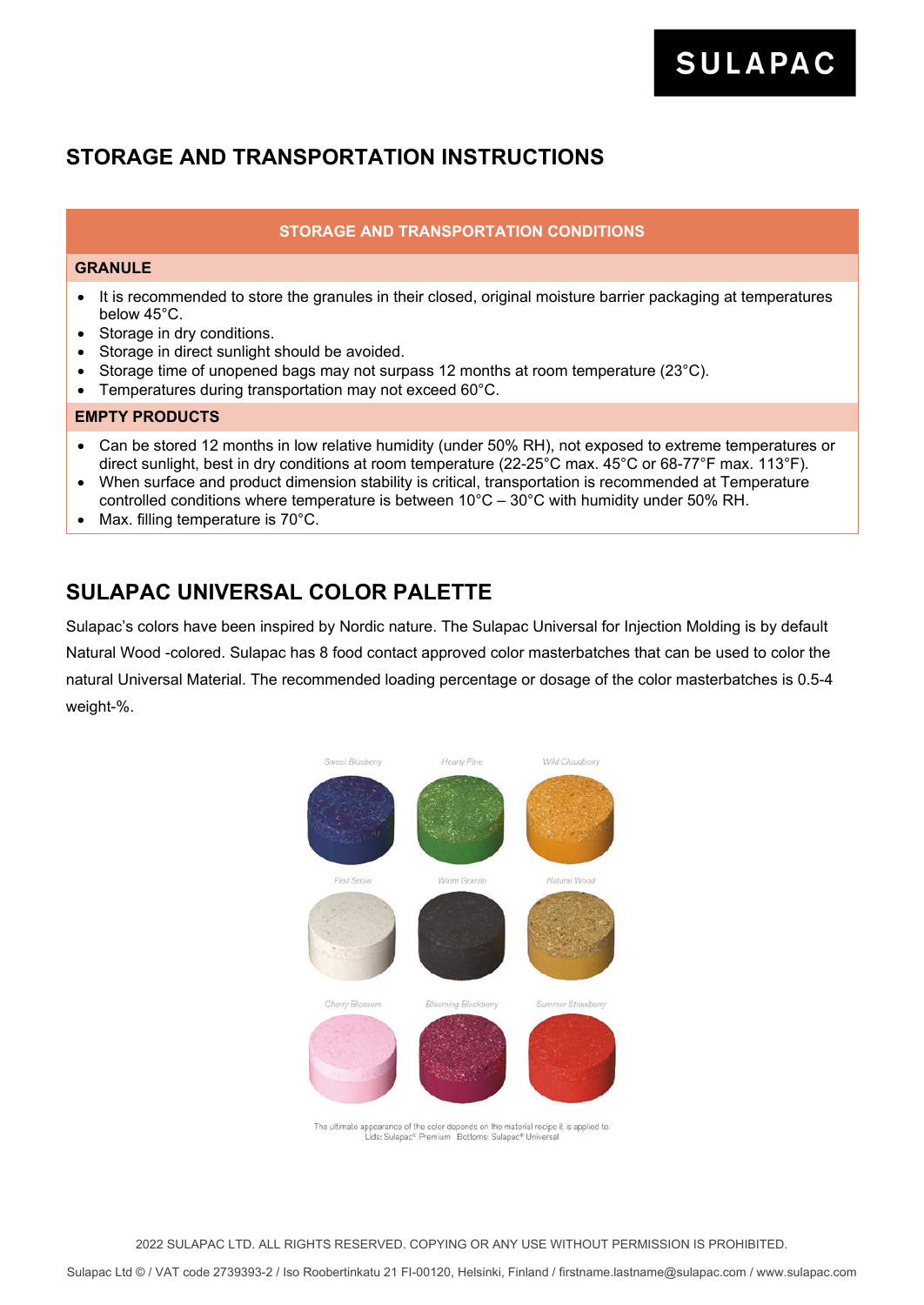SULAPAC

# STORAGE AND TRANSPORTATION INSTRUCTIONS

## STORAGE AND TRANSPORTATION CONDITIONS

### GRANULE

- It is recommended to store the granules in their closed, original moisture barrier packaging at temperatures below 45°C.
- Storage in dry conditions.
- Storage in direct sunlight should be avoided.
- Storage time of unopened bags may not surpass 12 months at room temperature (23°C).
- Temperatures during transportation may not exceed 60°C.

### EMPTY PRODUCTS

- Can be stored 12 months in low relative humidity (under 50% RH), not exposed to extreme temperatures or direct sunlight, best in dry conditions at room temperature (22-25°C max. 45°C or 68-77°F max. 113°F).
- When surface and product dimension stability is critical, transportation is recommended at Temperature controlled conditions where temperature is between 10°C – 30°C with humidity under 50% RH.
- Max. filling temperature is 70°C.

# SULAPAC UNIVERSAL COLOR PALETTE

Sulapac's colors have been inspired by Nordic nature. The Sulapac Universal for Injection Molding is by default Natural Wood -colored. Sulapac has 8 food contact approved color masterbatches that can be used to color the natural Universal Material. The recommended loading percentage or dosage of the color masterbatches is 0.5-4 weight-%.

Sweet Blueberry
Hearty Pine
Wild Cloudberry
First Snow
Warm Granite
Natural Wood
Cherry Blossom
Blooming Blackberry
Summer Strawberry

The ultimate appearance of the color depends on the material recipe it is applied to.
Lids: Sulapac® Premium Bottoms: Sulapac® Universal

2022 SULAPAC LTD. ALL RIGHTS RESERVED. COPYING OR ANY USE WITHOUT PERMISSION IS PROHIBITED.

Sulapac Ltd © / VAT code 2739393-2 / Iso Roobertinkatu 21 FI-00120, Helsinki, Finland / firstname.lastname@sulapac.com / www.sulapac.com